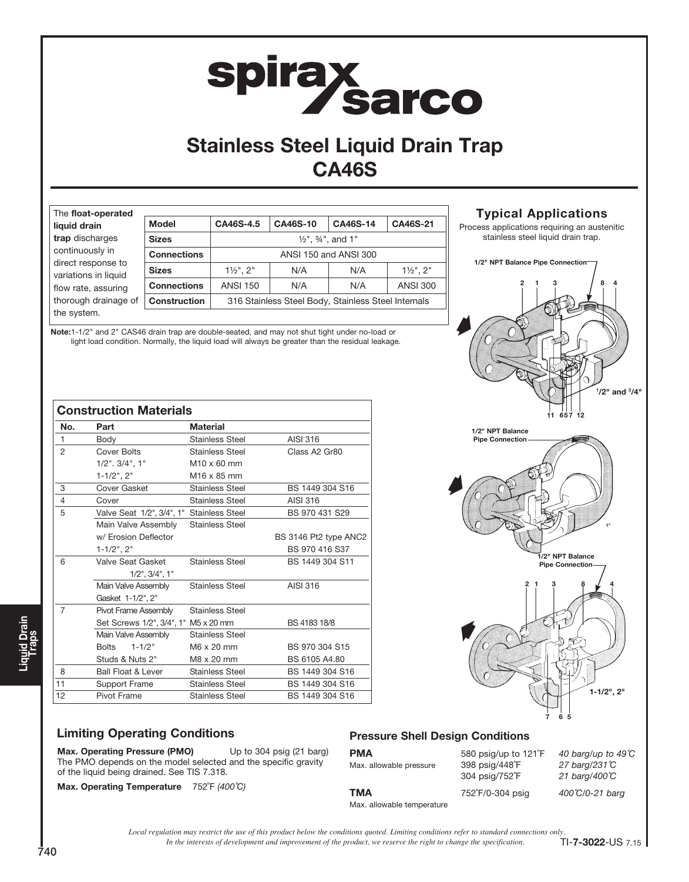# Stainless Steel Liquid Drain Trap CA46S

The **float-operated liquid drain trap** discharges continuously in direct response to variations in liquid flow rate, assuring thorough drainage of the system.

| Model | CA46S-4.5 | CA46S-10 | CA46S-14 | CA46S-21 |
|---|---|---|---|---|
| Sizes | ½", ¾", and 1" | | | |
| Connections | ANSI 150 and ANSI 300 | | | |
| Sizes | 1½", 2" | N/A | N/A | 1½", 2" |
| Connections | ANSI 150 | N/A | N/A | ANSI 300 |
| Construction | 316 Stainless Steel Body, Stainless Steel Internals | | | |

**Note:** 1-1/2" and 2" CAS46 drain trap are double-seated, and may not shut tight under no-load or light load condition. Normally, the liquid load will always be greater than the residual leakage.

## Typical Applications

Process applications requiring an austenitic stainless steel liquid drain trap.

1/2" NPT Balance Pipe Connection

1/2" and 3/4"

1/2" NPT Balance Pipe Connection

1"

1/2" NPT Balance Pipe Connection

1-1/2", 2"

## Construction Materials

| No. | Part | Material | |
|---|---|---|---|
| 1 | Body | Stainless Steel | AISI 316 |
| 2 | Cover Bolts | Stainless Steel | Class A2 Gr80 |
| | 1/2". 3/4", 1" | M10 x 60 mm | |
| | 1-1/2", 2" | M16 x 85 mm | |
| 3 | Cover Gasket | Stainless Steel | BS 1449 304 S16 |
| 4 | Cover | Stainless Steel | AISI 316 |
| 5 | Valve Seat 1/2", 3/4", 1" | Stainless Steel | BS 970 431 S29 |
| | Main Valve Assembly | Stainless Steel | |
| | w/ Erosion Deflector | | BS 3146 Pt2 type ANC2 |
| | 1-1/2", 2" | | BS 970 416 S37 |
| 6 | Valve Seat Gasket 1/2", 3/4", 1" | Stainless Steel | BS 1449 304 S11 |
| | Main Valve Assembly Gasket 1-1/2", 2" | Stainless Steel | AISI 316 |
| 7 | Pivot Frame Assembly | Stainless Steel | |
| | Set Screws 1/2", 3/4", 1" | M5 x 20 mm | BS 4183 18/8 |
| | Main Valve Assembly | Stainless Steel | |
| | Bolts 1-1/2" | M6 x 20 mm | BS 970 304 S15 |
| | Studs & Nuts 2" | M8 x 20 mm | BS 6105 A4.80 |
| 8 | Ball Float & Lever | Stainless Steel | BS 1449 304 S16 |
| 11 | Support Frame | Stainless Steel | BS 1449 304 S16 |
| 12 | Pivot Frame | Stainless Steel | BS 1449 304 S16 |

## Limiting Operating Conditions

**Max. Operating Pressure (PMO)** Up to 304 psig (21 barg)

The PMO depends on the model selected and the specific gravity of the liquid being drained. See TIS 7.318.

**Max. Operating Temperature** 752°F *(400°C)*

## Pressure Shell Design Conditions

| | | |
|---|---|---|
| **PMA** Max. allowable pressure | 580 psig/up to 121°F | *40 barg/up to 49°C* |
| | 398 psig/448°F | *27 barg/231°C* |
| | 304 psig/752°F | *21 barg/400°C* |
| **TMA** Max. allowable temperature | 752°F/0-304 psig | *400°C/0-21 barg* |

*Local regulation may restrict the use of this product below the conditions quoted. Limiting conditions refer to standard connections only.*
*In the interests of development and improvement of the product, we reserve the right to change the specification.*

TI-7-3022-US 7.15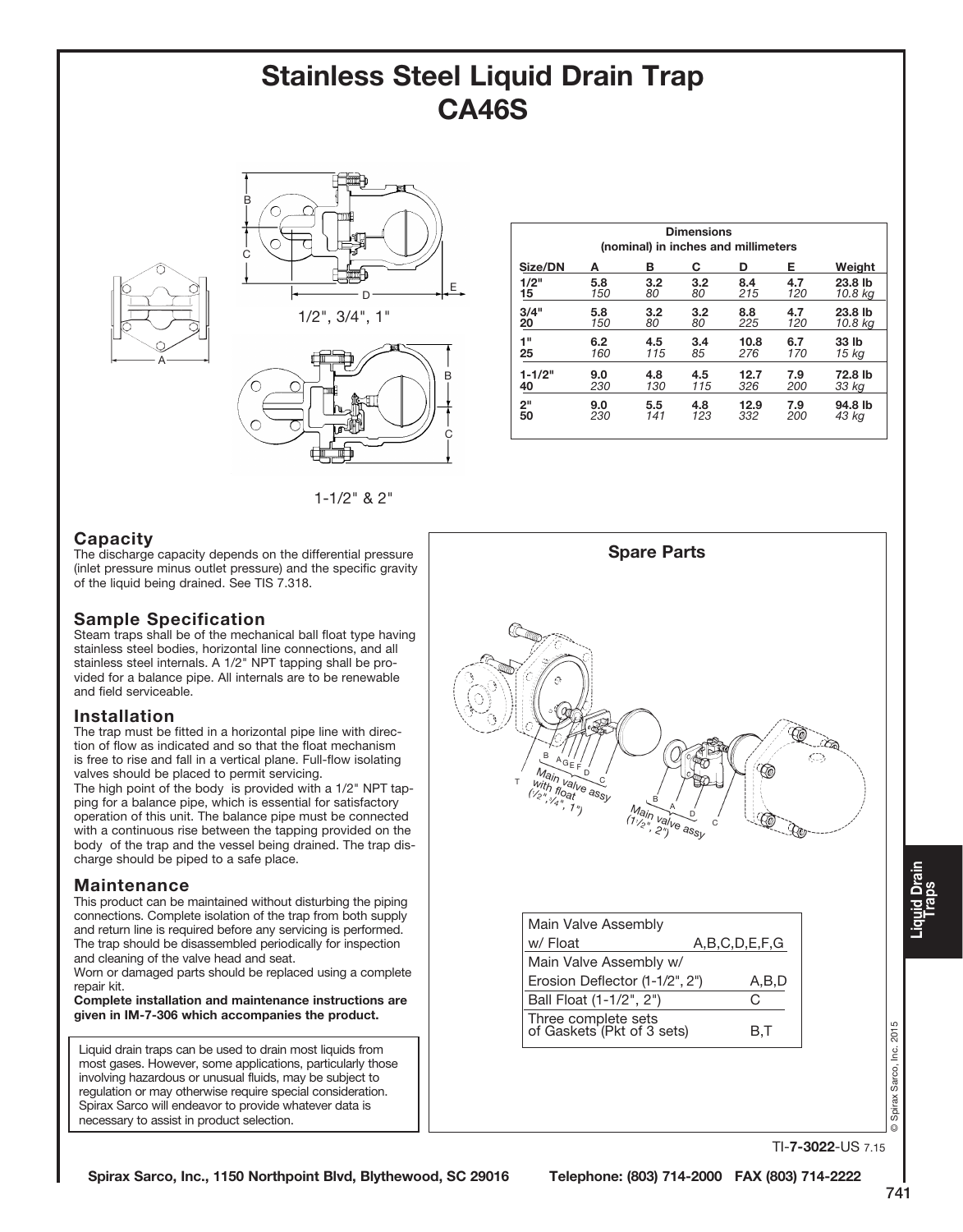# Stainless Steel Liquid Drain Trap CA46S

1/2", 3/4", 1"

1-1/2" & 2"

| Dimensions (nominal) in inches and millimeters | | | | | | |
|---|---|---|---|---|---|---|
| **Size/DN** | **A** | **B** | **C** | **D** | **E** | **Weight** |
| **1/2"** **15** | **5.8** *150* | **3.2** *80* | **3.2** *80* | **8.4** *215* | **4.7** *120* | **23.8 lb** *10.8 kg* |
| **3/4"** **20** | **5.8** *150* | **3.2** *80* | **3.2** *80* | **8.8** *225* | **4.7** *120* | **23.8 lb** *10.8 kg* |
| **1"** **25** | **6.2** *160* | **4.5** *115* | **3.4** *85* | **10.8** *276* | **6.7** *170* | **33 lb** *15 kg* |
| **1-1/2"** **40** | **9.0** *230* | **4.8** *130* | **4.5** *115* | **12.7** *326* | **7.9** *200* | **72.8 lb** *33 kg* |
| **2"** **50** | **9.0** *230* | **5.5** *141* | **4.8** *123* | **12.9** *332* | **7.9** *200* | **94.8 lb** *43 kg* |

## Capacity

The discharge capacity depends on the differential pressure (inlet pressure minus outlet pressure) and the specific gravity of the liquid being drained. See TIS 7.318.

## Sample Specification

Steam traps shall be of the mechanical ball float type having stainless steel bodies, horizontal line connections, and all stainless steel internals. A 1/2" NPT tapping shall be provided for a balance pipe. All internals are to be renewable and field serviceable.

## Installation

The trap must be fitted in a horizontal pipe line with direction of flow as indicated and so that the float mechanism is free to rise and fall in a vertical plane. Full-flow isolating valves should be placed to permit servicing.

The high point of the body is provided with a 1/2" NPT tapping for a balance pipe, which is essential for satisfactory operation of this unit. The balance pipe must be connected with a continuous rise between the tapping provided on the body of the trap and the vessel being drained. The trap discharge should be piped to a safe place.

## Maintenance

This product can be maintained without disturbing the piping connections. Complete isolation of the trap from both supply and return line is required before any servicing is performed. The trap should be disassembled periodically for inspection and cleaning of the valve head and seat.

Worn or damaged parts should be replaced using a complete repair kit.

**Complete installation and maintenance instructions are given in IM-7-306 which accompanies the product.**

Liquid drain traps can be used to drain most liquids from most gases. However, some applications, particularly those involving hazardous or unusual fluids, may be subject to regulation or may otherwise require special consideration. Spirax Sarco will endeavor to provide whatever data is necessary to assist in product selection.

## Spare Parts

Main valve assy with float (1/2", 3/4", 1")

Main valve assy (1-1/2", 2")

| | |
|---|---|
| Main Valve Assembly w/ Float | A,B,C,D,E,F,G |
| Main Valve Assembly w/ Erosion Deflector (1-1/2", 2") | A,B,D |
| Ball Float (1-1/2", 2") | C |
| Three complete sets of Gaskets (Pkt of 3 sets) | B,T |

TI-**7-3022**-US 7.15

Spirax Sarco, Inc., 1150 Northpoint Blvd, Blythewood, SC 29016 Telephone: (803) 714-2000 FAX (803) 714-2222

© Spirax Sarco, Inc. 2015